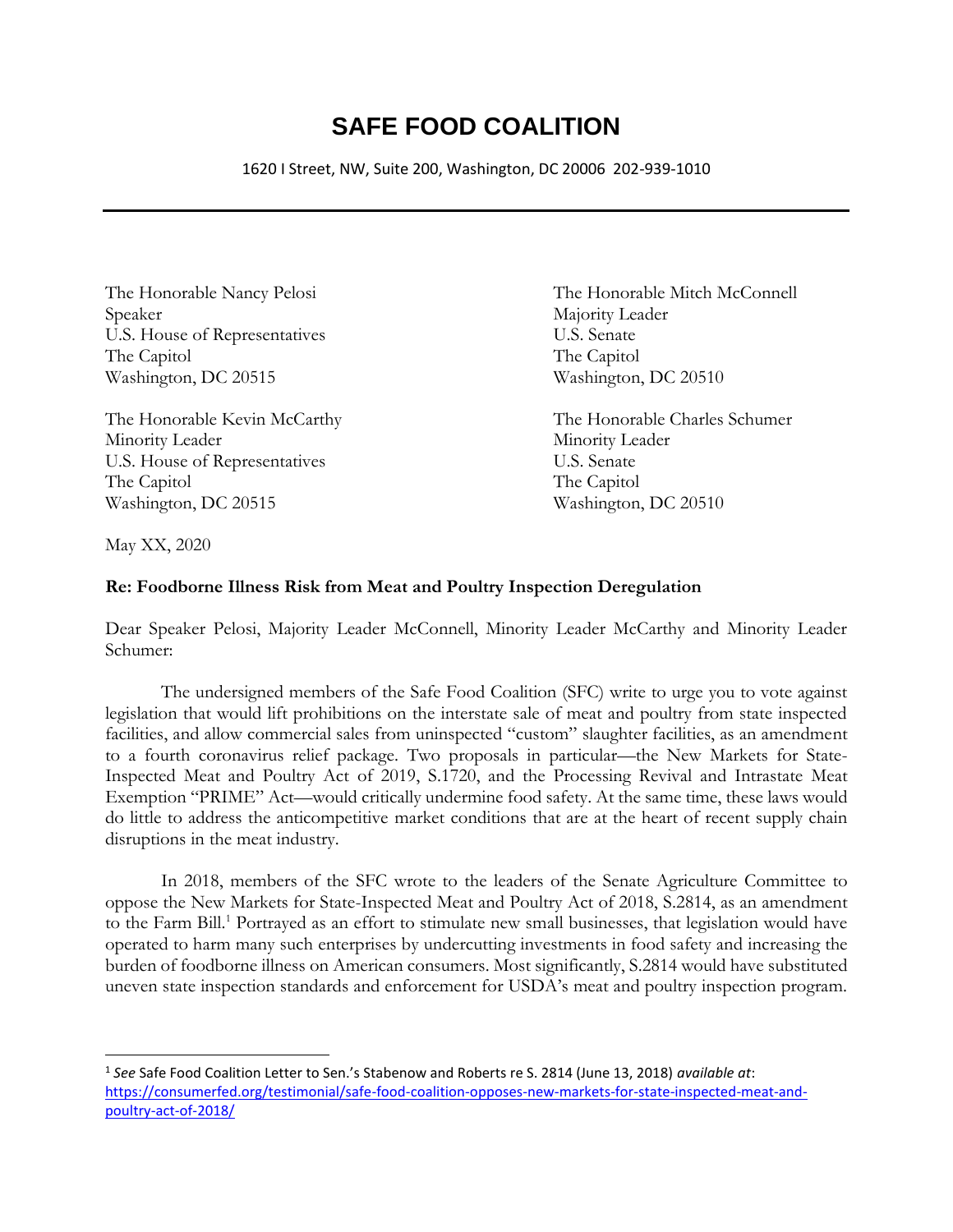# SAFE FOOD COALITION

1620 I Street, NW, Suite 200, Washington, DC 20006 202-939-1010

The Honorable Nancy Pelosi
Speaker
U.S. House of Representatives
The Capitol
Washington, DC 20515

The Honorable Mitch McConnell
Majority Leader
U.S. Senate
The Capitol
Washington, DC 20510

The Honorable Kevin McCarthy
Minority Leader
U.S. House of Representatives
The Capitol
Washington, DC 20515

The Honorable Charles Schumer
Minority Leader
U.S. Senate
The Capitol
Washington, DC 20510

May XX, 2020

**Re: Foodborne Illness Risk from Meat and Poultry Inspection Deregulation**

Dear Speaker Pelosi, Majority Leader McConnell, Minority Leader McCarthy and Minority Leader Schumer:

The undersigned members of the Safe Food Coalition (SFC) write to urge you to vote against legislation that would lift prohibitions on the interstate sale of meat and poultry from state inspected facilities, and allow commercial sales from uninspected "custom" slaughter facilities, as an amendment to a fourth coronavirus relief package. Two proposals in particular—the New Markets for State-Inspected Meat and Poultry Act of 2019, S.1720, and the Processing Revival and Intrastate Meat Exemption "PRIME" Act—would critically undermine food safety. At the same time, these laws would do little to address the anticompetitive market conditions that are at the heart of recent supply chain disruptions in the meat industry.

In 2018, members of the SFC wrote to the leaders of the Senate Agriculture Committee to oppose the New Markets for State-Inspected Meat and Poultry Act of 2018, S.2814, as an amendment to the Farm Bill.[1] Portrayed as an effort to stimulate new small businesses, that legislation would have operated to harm many such enterprises by undercutting investments in food safety and increasing the burden of foodborne illness on American consumers. Most significantly, S.2814 would have substituted uneven state inspection standards and enforcement for USDA's meat and poultry inspection program.

---

[1] *See* Safe Food Coalition Letter to Sen.'s Stabenow and Roberts re S. 2814 (June 13, 2018) *available at*: https://consumerfed.org/testimonial/safe-food-coalition-opposes-new-markets-for-state-inspected-meat-and-poultry-act-of-2018/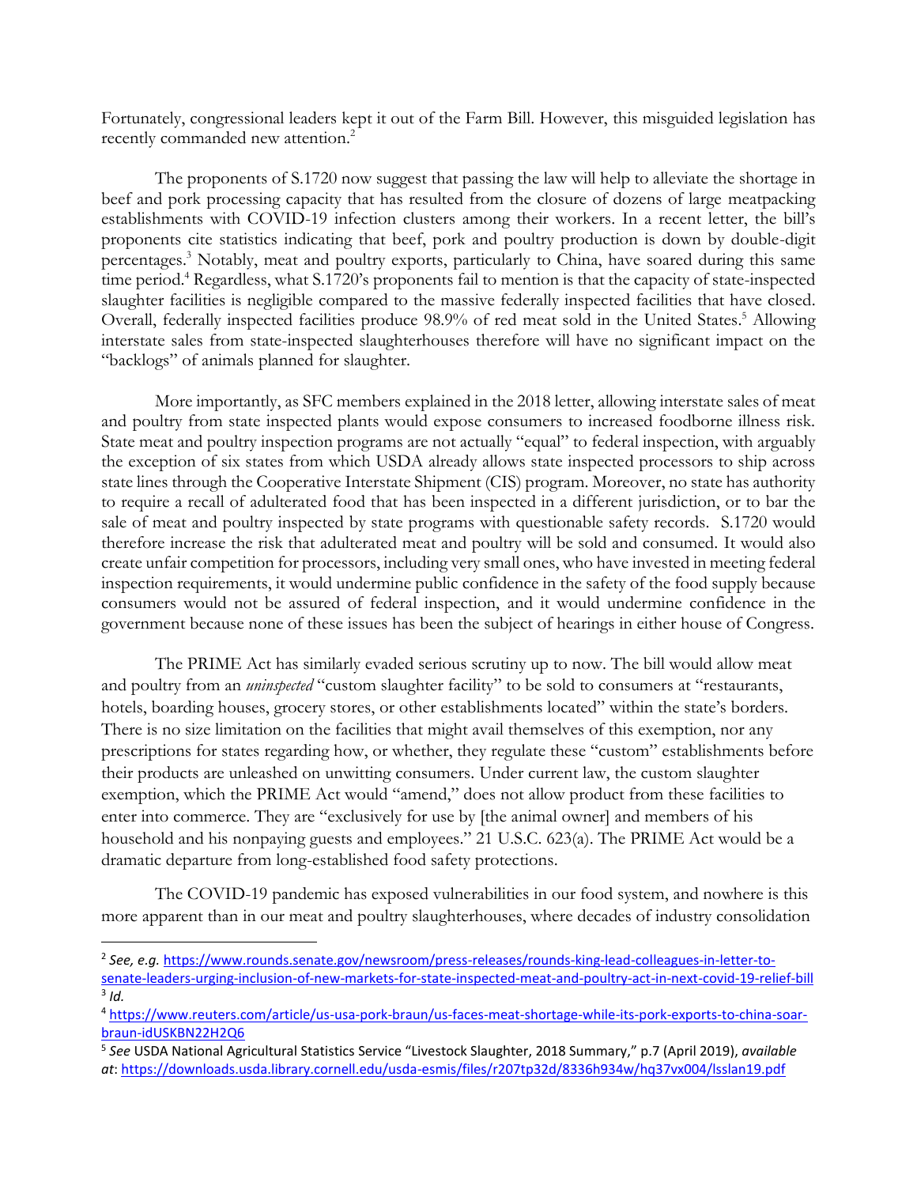Fortunately, congressional leaders kept it out of the Farm Bill. However, this misguided legislation has recently commanded new attention.[2]

The proponents of S.1720 now suggest that passing the law will help to alleviate the shortage in beef and pork processing capacity that has resulted from the closure of dozens of large meatpacking establishments with COVID-19 infection clusters among their workers. In a recent letter, the bill's proponents cite statistics indicating that beef, pork and poultry production is down by double-digit percentages.[3] Notably, meat and poultry exports, particularly to China, have soared during this same time period.[4] Regardless, what S.1720's proponents fail to mention is that the capacity of state-inspected slaughter facilities is negligible compared to the massive federally inspected facilities that have closed. Overall, federally inspected facilities produce 98.9% of red meat sold in the United States.[5] Allowing interstate sales from state-inspected slaughterhouses therefore will have no significant impact on the "backlogs" of animals planned for slaughter.

More importantly, as SFC members explained in the 2018 letter, allowing interstate sales of meat and poultry from state inspected plants would expose consumers to increased foodborne illness risk. State meat and poultry inspection programs are not actually "equal" to federal inspection, with arguably the exception of six states from which USDA already allows state inspected processors to ship across state lines through the Cooperative Interstate Shipment (CIS) program. Moreover, no state has authority to require a recall of adulterated food that has been inspected in a different jurisdiction, or to bar the sale of meat and poultry inspected by state programs with questionable safety records. S.1720 would therefore increase the risk that adulterated meat and poultry will be sold and consumed. It would also create unfair competition for processors, including very small ones, who have invested in meeting federal inspection requirements, it would undermine public confidence in the safety of the food supply because consumers would not be assured of federal inspection, and it would undermine confidence in the government because none of these issues has been the subject of hearings in either house of Congress.

The PRIME Act has similarly evaded serious scrutiny up to now. The bill would allow meat and poultry from an *uninspected* "custom slaughter facility" to be sold to consumers at "restaurants, hotels, boarding houses, grocery stores, or other establishments located" within the state's borders. There is no size limitation on the facilities that might avail themselves of this exemption, nor any prescriptions for states regarding how, or whether, they regulate these "custom" establishments before their products are unleashed on unwitting consumers. Under current law, the custom slaughter exemption, which the PRIME Act would "amend," does not allow product from these facilities to enter into commerce. They are "exclusively for use by [the animal owner] and members of his household and his nonpaying guests and employees." 21 U.S.C. 623(a). The PRIME Act would be a dramatic departure from long-established food safety protections.

The COVID-19 pandemic has exposed vulnerabilities in our food system, and nowhere is this more apparent than in our meat and poultry slaughterhouses, where decades of industry consolidation

---

[2] *See, e.g.* https://www.rounds.senate.gov/newsroom/press-releases/rounds-king-lead-colleagues-in-letter-to-senate-leaders-urging-inclusion-of-new-markets-for-state-inspected-meat-and-poultry-act-in-next-covid-19-relief-bill

[3] *Id.*

[4] https://www.reuters.com/article/us-usa-pork-braun/us-faces-meat-shortage-while-its-pork-exports-to-china-soar-braun-idUSKBN22H2Q6

[5] *See* USDA National Agricultural Statistics Service "Livestock Slaughter, 2018 Summary," p.7 (April 2019), *available at*: https://downloads.usda.library.cornell.edu/usda-esmis/files/r207tp32d/8336h934w/hq37vx004/lsslan19.pdf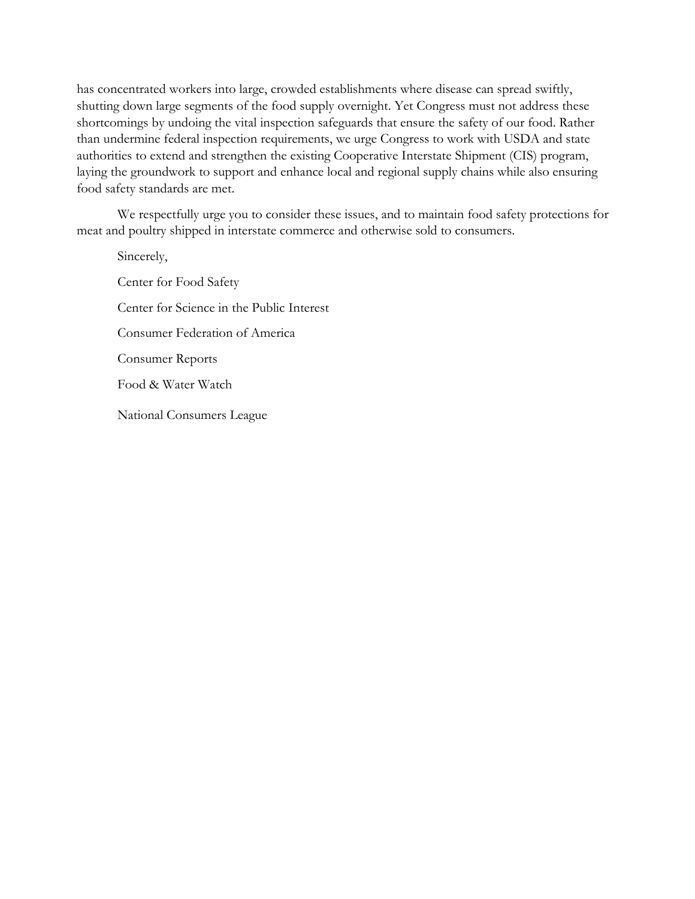has concentrated workers into large, crowded establishments where disease can spread swiftly, shutting down large segments of the food supply overnight. Yet Congress must not address these shortcomings by undoing the vital inspection safeguards that ensure the safety of our food. Rather than undermine federal inspection requirements, we urge Congress to work with USDA and state authorities to extend and strengthen the existing Cooperative Interstate Shipment (CIS) program, laying the groundwork to support and enhance local and regional supply chains while also ensuring food safety standards are met.

We respectfully urge you to consider these issues, and to maintain food safety protections for meat and poultry shipped in interstate commerce and otherwise sold to consumers.

Sincerely,

Center for Food Safety

Center for Science in the Public Interest

Consumer Federation of America

Consumer Reports

Food & Water Watch

National Consumers League